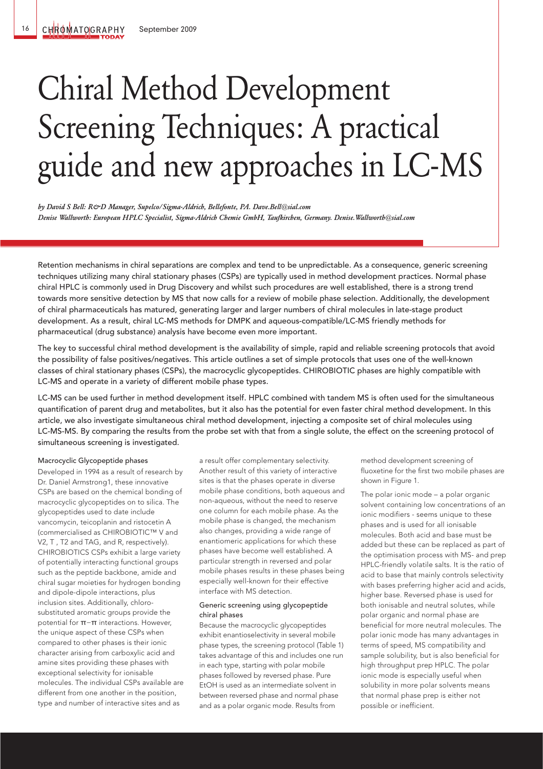# Chiral Method Development Screening Techniques: A practical guide and new approaches in LC-MS

*by David S Bell: R&D Manager, Supelco/Sigma-Aldrich, Bellefonte, PA. Dave.Bell@sial.com*
*Denise Wallworth: European HPLC Specialist, Sigma-Aldrich Chemie GmbH, Taufkirchen, Germany. Denise.Wallworth@sial.com*

Retention mechanisms in chiral separations are complex and tend to be unpredictable. As a consequence, generic screening techniques utilizing many chiral stationary phases (CSPs) are typically used in method development practices. Normal phase chiral HPLC is commonly used in Drug Discovery and whilst such procedures are well established, there is a strong trend towards more sensitive detection by MS that now calls for a review of mobile phase selection. Additionally, the development of chiral pharmaceuticals has matured, generating larger and larger numbers of chiral molecules in late-stage product development. As a result, chiral LC-MS methods for DMPK and aqueous-compatible/LC-MS friendly methods for pharmaceutical (drug substance) analysis have become even more important.

The key to successful chiral method development is the availability of simple, rapid and reliable screening protocols that avoid the possibility of false positives/negatives. This article outlines a set of simple protocols that uses one of the well-known classes of chiral stationary phases (CSPs), the macrocyclic glycopeptides. CHIROBIOTIC phases are highly compatible with LC-MS and operate in a variety of different mobile phase types.

LC-MS can be used further in method development itself. HPLC combined with tandem MS is often used for the simultaneous quantification of parent drug and metabolites, but it also has the potential for even faster chiral method development. In this article, we also investigate simultaneous chiral method development, injecting a composite set of chiral molecules using LC-MS-MS. By comparing the results from the probe set with that from a single solute, the effect on the screening protocol of simultaneous screening is investigated.

### Macrocyclic Glycopeptide phases

Developed in 1994 as a result of research by Dr. Daniel Armstrong1, these innovative CSPs are based on the chemical bonding of macrocyclic glycopeptides on to silica. The glycopeptides used to date include vancomycin, teicoplanin and ristocetin A (commercialised as CHIROBIOTIC™ V and V2, T , T2 and TAG, and R, respectively). CHIROBIOTICS CSPs exhibit a large variety of potentially interacting functional groups such as the peptide backbone, amide and chiral sugar moieties for hydrogen bonding and dipole-dipole interactions, plus inclusion sites. Additionally, chloro-substituted aromatic groups provide the potential for π−π interactions. However, the unique aspect of these CSPs when compared to other phases is their ionic character arising from carboxylic acid and amine sites providing these phases with exceptional selectivity for ionisable molecules. The individual CSPs available are different from one another in the position, type and number of interactive sites and as a result offer complementary selectivity. Another result of this variety of interactive sites is that the phases operate in diverse mobile phase conditions, both aqueous and non-aqueous, without the need to reserve one column for each mobile phase. As the mobile phase is changed, the mechanism also changes, providing a wide range of enantiomeric applications for which these phases have become well established. A particular strength in reversed and polar mobile phases results in these phases being especially well-known for their effective interface with MS detection.

### Generic screening using glycopeptide chiral phases

Because the macrocyclic glycopeptides exhibit enantioselectivity in several mobile phase types, the screening protocol (Table 1) takes advantage of this and includes one run in each type, starting with polar mobile phases followed by reversed phase. Pure EtOH is used as an intermediate solvent in between reversed phase and normal phase and as a polar organic mode. Results from method development screening of fluoxetine for the first two mobile phases are shown in Figure 1.

The polar ionic mode – a polar organic solvent containing low concentrations of an ionic modifiers - seems unique to these phases and is used for all ionisable molecules. Both acid and base must be added but these can be replaced as part of the optimisation process with MS- and prep HPLC-friendly volatile salts. It is the ratio of acid to base that mainly controls selectivity with bases preferring higher acid and acids, higher base. Reversed phase is used for both ionisable and neutral solutes, while polar organic and normal phase are beneficial for more neutral molecules. The polar ionic mode has many advantages in terms of speed, MS compatibility and sample solubility, but is also beneficial for high throughput prep HPLC. The polar ionic mode is especially useful when solubility in more polar solvents means that normal phase prep is either not possible or inefficient.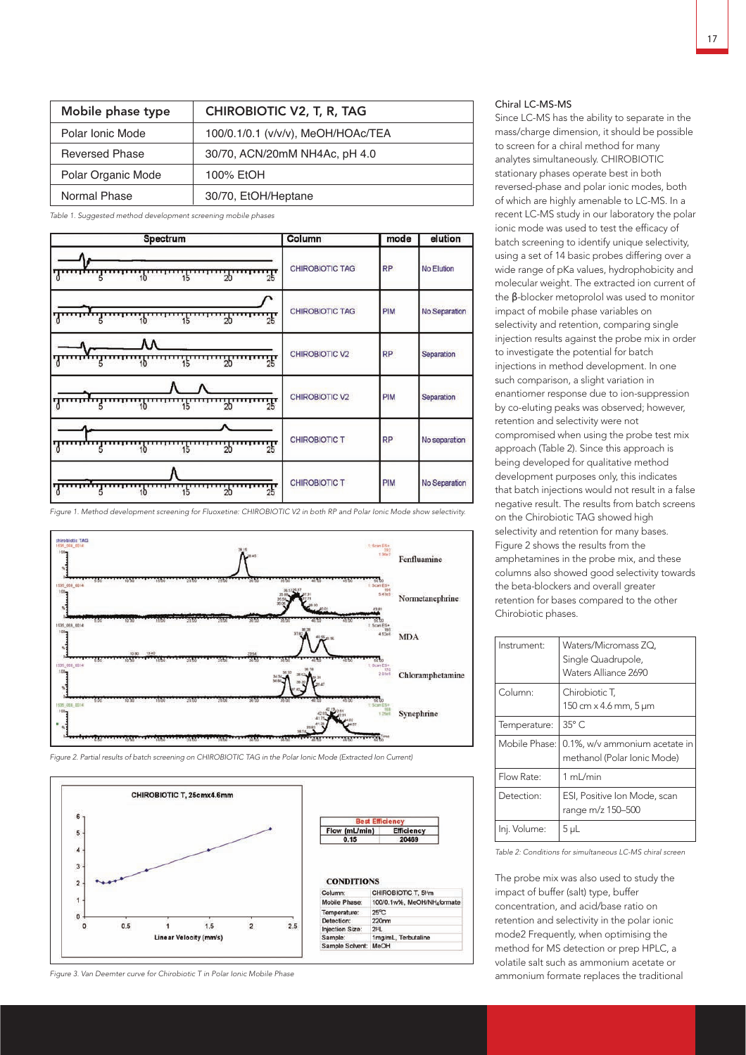| Mobile phase type | CHIROBIOTIC V2, T, R, TAG |
|---|---|
| Polar Ionic Mode | 100/0.1/0.1 (v/v/v), MeOH/HOAc/TEA |
| Reversed Phase | 30/70, ACN/20mM NH4Ac, pH 4.0 |
| Polar Organic Mode | 100% EtOH |
| Normal Phase | 30/70, EtOH/Heptane |

*Table 1. Suggested method development screening mobile phases*

| Spectrum | Column | mode | elution |
|---|---|---|---|
| | CHIROBIOTIC TAG | RP | No Elution |
| | CHIROBIOTIC TAG | PIM | No Separation |
| | CHIROBIOTIC V2 | RP | Separation |
| | CHIROBIOTIC V2 | PIM | Separation |
| | CHIROBIOTIC T | RP | No separation |
| | CHIROBIOTIC T | PIM | No Separation |

*Figure 1. Method development screening for Fluoxetine: CHIROBIOTIC V2 in both RP and Polar Ionic Mode show selectivity.*

Fenfluamine

Normetanephrine

MDA

Chloramphetamine

Synephrine

*Figure 2. Partial results of batch screening on CHIROBIOTIC TAG in the Polar Ionic Mode (Extracted Ion Current)*

CHIROBIOTIC T, 25cmx4.6mm

| Best Efficiency | |
|---|---|
| Flow (mL/min) | Efficiency |
| 0.15 | 20469 |

**CONDITIONS**

| | |
|---|---|
| Column: | CHIROBIOTIC T, 5µm |
| Mobile Phase: | 100/0.1w%, MeOH/NH$_4$formate |
| Temperature: | 25°C |
| Detection: | 220nm |
| Injection Size: | 2µL |
| Sample: | 1mg/mL, Terbutaline |
| Sample Solvent: | MeOH |

*Figure 3. Van Deemter curve for Chirobiotic T in Polar Ionic Mobile Phase*

### Chiral LC-MS-MS

Since LC-MS has the ability to separate in the mass/charge dimension, it should be possible to screen for a chiral method for many analytes simultaneously. CHIROBIOTIC stationary phases operate best in both reversed-phase and polar ionic modes, both of which are highly amenable to LC-MS. In a recent LC-MS study in our laboratory the polar ionic mode was used to test the efficacy of batch screening to identify unique selectivity, using a set of 14 basic probes differing over a wide range of pKa values, hydrophobicity and molecular weight. The extracted ion current of the β-blocker metoprolol was used to monitor impact of mobile phase variables on selectivity and retention, comparing single injection results against the probe mix in order to investigate the potential for batch injections in method development. In one such comparison, a slight variation in enantiomer response due to ion-suppression by co-eluting peaks was observed; however, retention and selectivity were not compromised when using the probe test mix approach (Table 2). Since this approach is being developed for qualitative method development purposes only, this indicates that batch injections would not result in a false negative result. The results from batch screens on the Chirobiotic TAG showed high selectivity and retention for many bases. Figure 2 shows the results from the amphetamines in the probe mix, and these columns also showed good selectivity towards the beta-blockers and overall greater retention for bases compared to the other Chirobiotic phases.

| | |
|---|---|
| Instrument: | Waters/Micromass ZQ, Single Quadrupole, Waters Alliance 2690 |
| Column: | Chirobiotic T, 150 cm x 4.6 mm, 5 µm |
| Temperature: | 35° C |
| Mobile Phase: | 0.1%, w/v ammonium acetate in methanol (Polar Ionic Mode) |
| Flow Rate: | 1 mL/min |
| Detection: | ESI, Positive Ion Mode, scan range m/z 150–500 |
| Inj. Volume: | 5 µL |

*Table 2: Conditions for simultaneous LC-MS chiral screen*

The probe mix was also used to study the impact of buffer (salt) type, buffer concentration, and acid/base ratio on retention and selectivity in the polar ionic mode2 Frequently, when optimising the method for MS detection or prep HPLC, a volatile salt such as ammonium acetate or ammonium formate replaces the traditional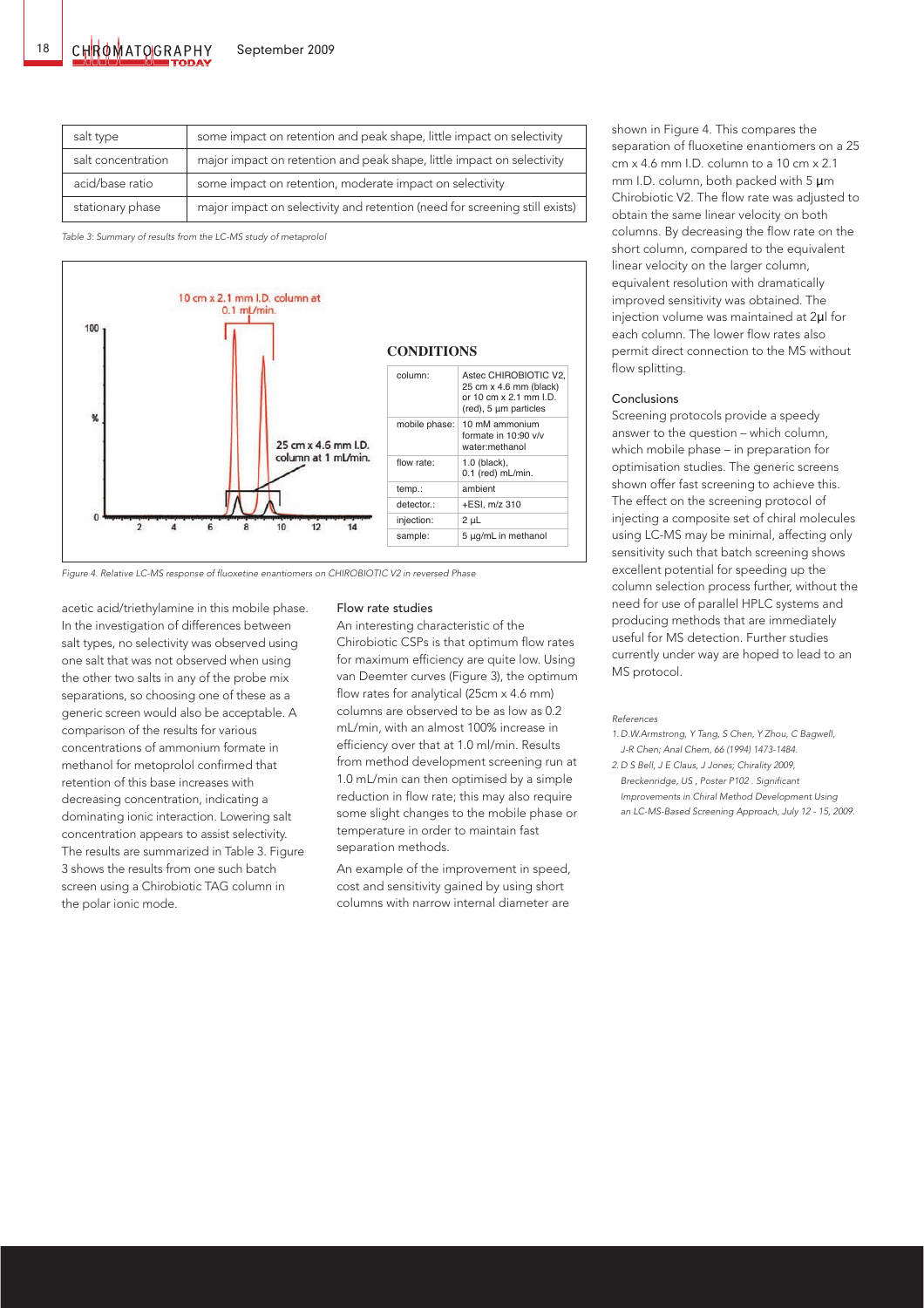| | |
|---|---|
| salt type | some impact on retention and peak shape, little impact on selectivity |
| salt concentration | major impact on retention and peak shape, little impact on selectivity |
| acid/base ratio | some impact on retention, moderate impact on selectivity |
| stationary phase | major impact on selectivity and retention (need for screening still exists) |

*Table 3: Summary of results from the LC-MS study of metaprolol*

10 cm x 2.1 mm I.D. column at 0.1 mL/min.

25 cm x 4.6 mm I.D. column at 1 mL/min.

100

%

0

2 4 6 8 10 12 14

**CONDITIONS**

| | |
|---|---|
| column: | Astec CHIROBIOTIC V2, 25 cm x 4.6 mm (black) or 10 cm x 2.1 mm I.D. (red), 5 µm particles |
| mobile phase: | 10 mM ammonium formate in 10:90 v/v water:methanol |
| flow rate: | 1.0 (black), 0.1 (red) mL/min. |
| temp.: | ambient |
| detector.: | +ESI, m/z 310 |
| injection: | 2 µL |
| sample: | 5 µg/mL in methanol |

*Figure 4. Relative LC-MS response of fluoxetine enantiomers on CHIROBIOTIC V2 in reversed Phase*

acetic acid/triethylamine in this mobile phase. In the investigation of differences between salt types, no selectivity was observed using one salt that was not observed when using the other two salts in any of the probe mix separations, so choosing one of these as a generic screen would also be acceptable. A comparison of the results for various concentrations of ammonium formate in methanol for metoprolol confirmed that retention of this base increases with decreasing concentration, indicating a dominating ionic interaction. Lowering salt concentration appears to assist selectivity. The results are summarized in Table 3. Figure 3 shows the results from one such batch screen using a Chirobiotic TAG column in the polar ionic mode.

### Flow rate studies

An interesting characteristic of the Chirobiotic CSPs is that optimum flow rates for maximum efficiency are quite low. Using van Deemter curves (Figure 3), the optimum flow rates for analytical (25cm x 4.6 mm) columns are observed to be as low as 0.2 mL/min, with an almost 100% increase in efficiency over that at 1.0 ml/min. Results from method development screening run at 1.0 mL/min can then optimised by a simple reduction in flow rate; this may also require some slight changes to the mobile phase or temperature in order to maintain fast separation methods.

An example of the improvement in speed, cost and sensitivity gained by using short columns with narrow internal diameter are shown in Figure 4. This compares the separation of fluoxetine enantiomers on a 25 cm x 4.6 mm I.D. column to a 10 cm x 2.1 mm I.D. column, both packed with 5 µm Chirobiotic V2. The flow rate was adjusted to obtain the same linear velocity on both columns. By decreasing the flow rate on the short column, compared to the equivalent linear velocity on the larger column, equivalent resolution with dramatically improved sensitivity was obtained. The injection volume was maintained at 2µl for each column. The lower flow rates also permit direct connection to the MS without flow splitting.

### Conclusions

Screening protocols provide a speedy answer to the question – which column, which mobile phase – in preparation for optimisation studies. The generic screens shown offer fast screening to achieve this. The effect on the screening protocol of injecting a composite set of chiral molecules using LC-MS may be minimal, affecting only sensitivity such that batch screening shows excellent potential for speeding up the column selection process further, without the need for use of parallel HPLC systems and producing methods that are immediately useful for MS detection. Further studies currently under way are hoped to lead to an MS protocol.

*References*

*1. D.W.Armstrong, Y Tang, S Chen, Y Zhou, C Bagwell, J-R Chen; Anal Chem, 66 (1994) 1473-1484.*

*2. D S Bell, J E Claus, J Jones; Chirality 2009, Breckenridge, US , Poster P102 . Significant Improvements in Chiral Method Development Using an LC-MS-Based Screening Approach, July 12 - 15, 2009.*